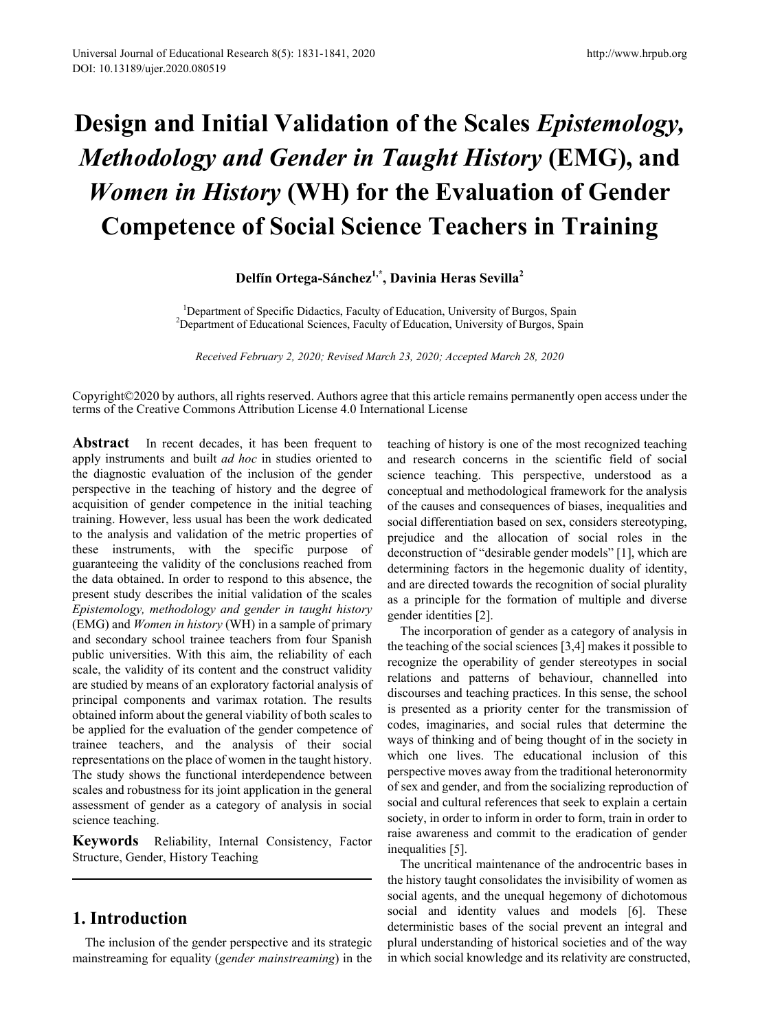# Design and Initial Validation of the Scales *Epistemology, Methodology and Gender in Taught History* (EMG), and *Women in History* (WH) for the Evaluation of Gender Competence of Social Science Teachers in Training

**Delfín Ortega-Sánchez[1,*], Davinia Heras Sevilla[2]**

[1]Department of Specific Didactics, Faculty of Education, University of Burgos, Spain
[2]Department of Educational Sciences, Faculty of Education, University of Burgos, Spain

*Received February 2, 2020; Revised March 23, 2020; Accepted March 28, 2020*

Copyright©2020 by authors, all rights reserved. Authors agree that this article remains permanently open access under the terms of the Creative Commons Attribution License 4.0 International License

**Abstract** In recent decades, it has been frequent to apply instruments and built *ad hoc* in studies oriented to the diagnostic evaluation of the inclusion of the gender perspective in the teaching of history and the degree of acquisition of gender competence in the initial teaching training. However, less usual has been the work dedicated to the analysis and validation of the metric properties of these instruments, with the specific purpose of guaranteeing the validity of the conclusions reached from the data obtained. In order to respond to this absence, the present study describes the initial validation of the scales *Epistemology, methodology and gender in taught history* (EMG) and *Women in history* (WH) in a sample of primary and secondary school trainee teachers from four Spanish public universities. With this aim, the reliability of each scale, the validity of its content and the construct validity are studied by means of an exploratory factorial analysis of principal components and varimax rotation. The results obtained inform about the general viability of both scales to be applied for the evaluation of the gender competence of trainee teachers, and the analysis of their social representations on the place of women in the taught history. The study shows the functional interdependence between scales and robustness for its joint application in the general assessment of gender as a category of analysis in social science teaching.

**Keywords** Reliability, Internal Consistency, Factor Structure, Gender, History Teaching

## 1. Introduction

The inclusion of the gender perspective and its strategic mainstreaming for equality (*gender mainstreaming*) in the teaching of history is one of the most recognized teaching and research concerns in the scientific field of social science teaching. This perspective, understood as a conceptual and methodological framework for the analysis of the causes and consequences of biases, inequalities and social differentiation based on sex, considers stereotyping, prejudice and the allocation of social roles in the deconstruction of "desirable gender models" [1], which are determining factors in the hegemonic duality of identity, and are directed towards the recognition of social plurality as a principle for the formation of multiple and diverse gender identities [2].

The incorporation of gender as a category of analysis in the teaching of the social sciences [3,4] makes it possible to recognize the operability of gender stereotypes in social relations and patterns of behaviour, channelled into discourses and teaching practices. In this sense, the school is presented as a priority center for the transmission of codes, imaginaries, and social rules that determine the ways of thinking and of being thought of in the society in which one lives. The educational inclusion of this perspective moves away from the traditional heteronormity of sex and gender, and from the socializing reproduction of social and cultural references that seek to explain a certain society, in order to inform in order to form, train in order to raise awareness and commit to the eradication of gender inequalities [5].

The uncritical maintenance of the androcentric bases in the history taught consolidates the invisibility of women as social agents, and the unequal hegemony of dichotomous social and identity values and models [6]. These deterministic bases of the social prevent an integral and plural understanding of historical societies and of the way in which social knowledge and its relativity are constructed,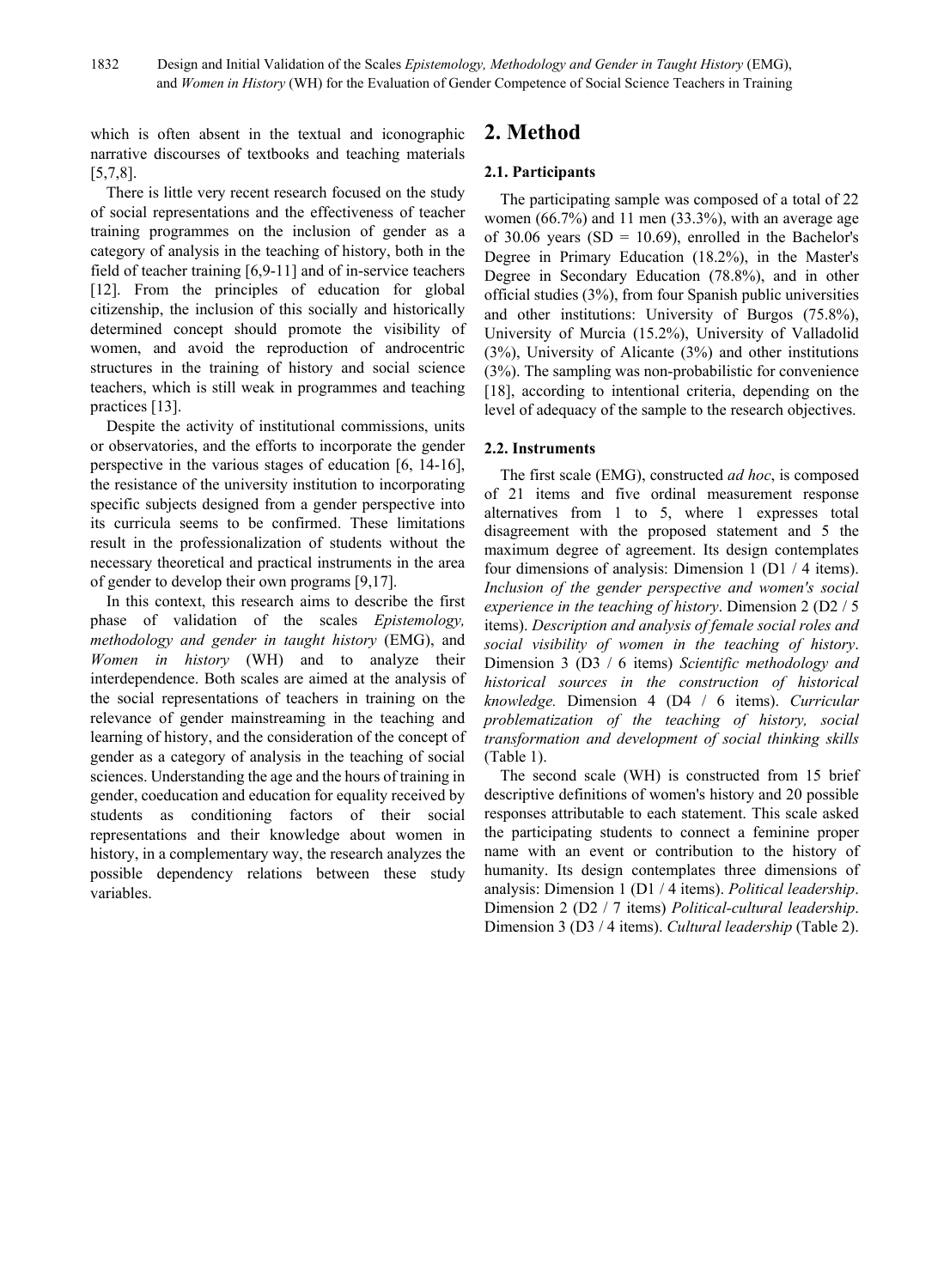which is often absent in the textual and iconographic narrative discourses of textbooks and teaching materials [5,7,8].

There is little very recent research focused on the study of social representations and the effectiveness of teacher training programmes on the inclusion of gender as a category of analysis in the teaching of history, both in the field of teacher training [6,9-11] and of in-service teachers [12]. From the principles of education for global citizenship, the inclusion of this socially and historically determined concept should promote the visibility of women, and avoid the reproduction of androcentric structures in the training of history and social science teachers, which is still weak in programmes and teaching practices [13].

Despite the activity of institutional commissions, units or observatories, and the efforts to incorporate the gender perspective in the various stages of education [6, 14-16], the resistance of the university institution to incorporating specific subjects designed from a gender perspective into its curricula seems to be confirmed. These limitations result in the professionalization of students without the necessary theoretical and practical instruments in the area of gender to develop their own programs [9,17].

In this context, this research aims to describe the first phase of validation of the scales *Epistemology, methodology and gender in taught history* (EMG), and *Women in history* (WH) and to analyze their interdependence. Both scales are aimed at the analysis of the social representations of teachers in training on the relevance of gender mainstreaming in the teaching and learning of history, and the consideration of the concept of gender as a category of analysis in the teaching of social sciences. Understanding the age and the hours of training in gender, coeducation and education for equality received by students as conditioning factors of their social representations and their knowledge about women in history, in a complementary way, the research analyzes the possible dependency relations between these study variables.

# 2. Method

## 2.1. Participants

The participating sample was composed of a total of 22 women (66.7%) and 11 men (33.3%), with an average age of 30.06 years (SD = 10.69), enrolled in the Bachelor's Degree in Primary Education (18.2%), in the Master's Degree in Secondary Education (78.8%), and in other official studies (3%), from four Spanish public universities and other institutions: University of Burgos (75.8%), University of Murcia (15.2%), University of Valladolid (3%), University of Alicante (3%) and other institutions (3%). The sampling was non-probabilistic for convenience [18], according to intentional criteria, depending on the level of adequacy of the sample to the research objectives.

## 2.2. Instruments

The first scale (EMG), constructed *ad hoc*, is composed of 21 items and five ordinal measurement response alternatives from 1 to 5, where 1 expresses total disagreement with the proposed statement and 5 the maximum degree of agreement. Its design contemplates four dimensions of analysis: Dimension 1 (D1 / 4 items). *Inclusion of the gender perspective and women's social experience in the teaching of history*. Dimension 2 (D2 / 5 items). *Description and analysis of female social roles and social visibility of women in the teaching of history*. Dimension 3 (D3 / 6 items) *Scientific methodology and historical sources in the construction of historical knowledge.* Dimension 4 (D4 / 6 items). *Curricular problematization of the teaching of history, social transformation and development of social thinking skills* (Table 1).

The second scale (WH) is constructed from 15 brief descriptive definitions of women's history and 20 possible responses attributable to each statement. This scale asked the participating students to connect a feminine proper name with an event or contribution to the history of humanity. Its design contemplates three dimensions of analysis: Dimension 1 (D1 / 4 items). *Political leadership*. Dimension 2 (D2 / 7 items) *Political-cultural leadership*. Dimension 3 (D3 / 4 items). *Cultural leadership* (Table 2).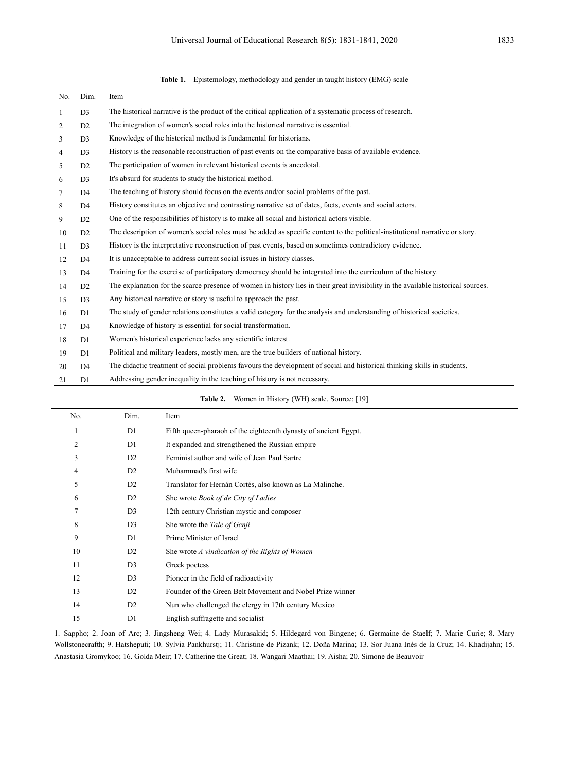**Table 1.** Epistemology, methodology and gender in taught history (EMG) scale

| No. | Dim. | Item |
|---|---|---|
| 1 | D3 | The historical narrative is the product of the critical application of a systematic process of research. |
| 2 | D2 | The integration of women's social roles into the historical narrative is essential. |
| 3 | D3 | Knowledge of the historical method is fundamental for historians. |
| 4 | D3 | History is the reasonable reconstruction of past events on the comparative basis of available evidence. |
| 5 | D2 | The participation of women in relevant historical events is anecdotal. |
| 6 | D3 | It's absurd for students to study the historical method. |
| 7 | D4 | The teaching of history should focus on the events and/or social problems of the past. |
| 8 | D4 | History constitutes an objective and contrasting narrative set of dates, facts, events and social actors. |
| 9 | D2 | One of the responsibilities of history is to make all social and historical actors visible. |
| 10 | D2 | The description of women's social roles must be added as specific content to the political-institutional narrative or story. |
| 11 | D3 | History is the interpretative reconstruction of past events, based on sometimes contradictory evidence. |
| 12 | D4 | It is unacceptable to address current social issues in history classes. |
| 13 | D4 | Training for the exercise of participatory democracy should be integrated into the curriculum of the history. |
| 14 | D2 | The explanation for the scarce presence of women in history lies in their great invisibility in the available historical sources. |
| 15 | D3 | Any historical narrative or story is useful to approach the past. |
| 16 | D1 | The study of gender relations constitutes a valid category for the analysis and understanding of historical societies. |
| 17 | D4 | Knowledge of history is essential for social transformation. |
| 18 | D1 | Women's historical experience lacks any scientific interest. |
| 19 | D1 | Political and military leaders, mostly men, are the true builders of national history. |
| 20 | D4 | The didactic treatment of social problems favours the development of social and historical thinking skills in students. |
| 21 | D1 | Addressing gender inequality in the teaching of history is not necessary. |

**Table 2.** Women in History (WH) scale. Source: [19]

| No. | Dim. | Item |
|---|---|---|
| 1 | D1 | Fifth queen-pharaoh of the eighteenth dynasty of ancient Egypt. |
| 2 | D1 | It expanded and strengthened the Russian empire |
| 3 | D2 | Feminist author and wife of Jean Paul Sartre |
| 4 | D2 | Muhammad's first wife |
| 5 | D2 | Translator for Hernán Cortés, also known as La Malinche. |
| 6 | D2 | She wrote *Book of de City of Ladies* |
| 7 | D3 | 12th century Christian mystic and composer |
| 8 | D3 | She wrote the *Tale of Genji* |
| 9 | D1 | Prime Minister of Israel |
| 10 | D2 | She wrote *A vindication of the Rights of Women* |
| 11 | D3 | Greek poetess |
| 12 | D3 | Pioneer in the field of radioactivity |
| 13 | D2 | Founder of the Green Belt Movement and Nobel Prize winner |
| 14 | D2 | Nun who challenged the clergy in 17th century Mexico |
| 15 | D1 | English suffragette and socialist |

1. Sappho; 2. Joan of Arc; 3. Jingsheng Wei; 4. Lady Murasakid; 5. Hildegard von Bingene; 6. Germaine de Staelf; 7. Marie Curie; 8. Mary Wollstonecrafth; 9. Hatsheputi; 10. Sylvia Pankhurstj; 11. Christine de Pizank; 12. Doña Marina; 13. Sor Juana Inés de la Cruz; 14. Khadijahn; 15. Anastasia Gromykoo; 16. Golda Meir; 17. Catherine the Great; 18. Wangari Maathai; 19. Aisha; 20. Simone de Beauvoir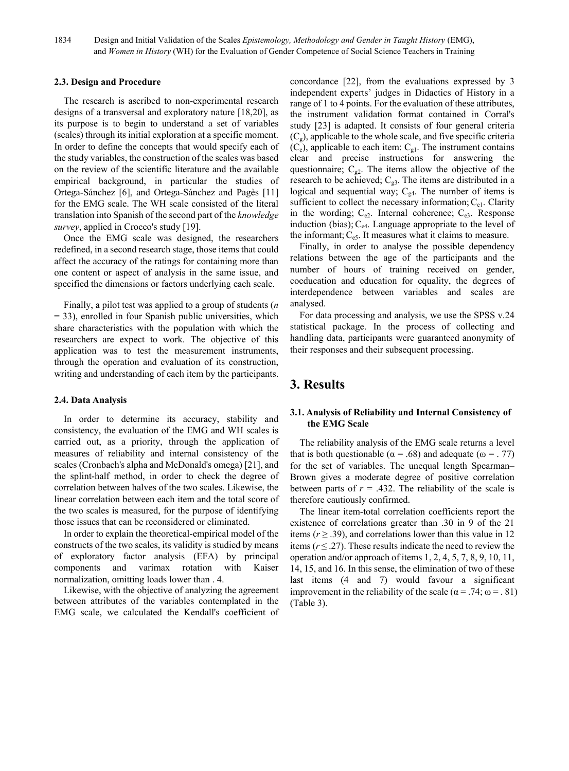### 2.3. Design and Procedure

The research is ascribed to non-experimental research designs of a transversal and exploratory nature [18,20], as its purpose is to begin to understand a set of variables (scales) through its initial exploration at a specific moment. In order to define the concepts that would specify each of the study variables, the construction of the scales was based on the review of the scientific literature and the available empirical background, in particular the studies of Ortega-Sánchez [6], and Ortega-Sánchez and Pagès [11] for the EMG scale. The WH scale consisted of the literal translation into Spanish of the second part of the *knowledge survey*, applied in Crocco's study [19].

Once the EMG scale was designed, the researchers redefined, in a second research stage, those items that could affect the accuracy of the ratings for containing more than one content or aspect of analysis in the same issue, and specified the dimensions or factors underlying each scale.

Finally, a pilot test was applied to a group of students (*n* = 33), enrolled in four Spanish public universities, which share characteristics with the population with which the researchers are expect to work. The objective of this application was to test the measurement instruments, through the operation and evaluation of its construction, writing and understanding of each item by the participants.

### 2.4. Data Analysis

In order to determine its accuracy, stability and consistency, the evaluation of the EMG and WH scales is carried out, as a priority, through the application of measures of reliability and internal consistency of the scales (Cronbach's alpha and McDonald's omega) [21], and the splint-half method, in order to check the degree of correlation between halves of the two scales. Likewise, the linear correlation between each item and the total score of the two scales is measured, for the purpose of identifying those issues that can be reconsidered or eliminated.

In order to explain the theoretical-empirical model of the constructs of the two scales, its validity is studied by means of exploratory factor analysis (EFA) by principal components and varimax rotation with Kaiser normalization, omitting loads lower than . 4.

Likewise, with the objective of analyzing the agreement between attributes of the variables contemplated in the EMG scale, we calculated the Kendall's coefficient of concordance [22], from the evaluations expressed by 3 independent experts' judges in Didactics of History in a range of 1 to 4 points. For the evaluation of these attributes, the instrument validation format contained in Corral's study [23] is adapted. It consists of four general criteria ($C_g$), applicable to the whole scale, and five specific criteria ($C_e$), applicable to each item: $C_{g1}$. The instrument contains clear and precise instructions for answering the questionnaire; $C_{g2}$. The items allow the objective of the research to be achieved; $C_{g3}$. The items are distributed in a logical and sequential way; $C_{g4}$. The number of items is sufficient to collect the necessary information; $C_{e1}$. Clarity in the wording; $C_{e2}$. Internal coherence; $C_{e3}$. Response induction (bias); $C_{e4}$. Language appropriate to the level of the informant; $C_{e5}$. It measures what it claims to measure.

Finally, in order to analyse the possible dependency relations between the age of the participants and the number of hours of training received on gender, coeducation and education for equality, the degrees of interdependence between variables and scales are analysed.

For data processing and analysis, we use the SPSS v.24 statistical package. In the process of collecting and handling data, participants were guaranteed anonymity of their responses and their subsequent processing.

# 3. Results

### 3.1. Analysis of Reliability and Internal Consistency of the EMG Scale

The reliability analysis of the EMG scale returns a level that is both questionable ($\alpha = .68$) and adequate ($\omega = .77$) for the set of variables. The unequal length Spearman–Brown gives a moderate degree of positive correlation between parts of $r = .432$. The reliability of the scale is therefore cautiously confirmed.

The linear item-total correlation coefficients report the existence of correlations greater than .30 in 9 of the 21 items ($r \geq .39$), and correlations lower than this value in 12 items ($r \leq .27$). These results indicate the need to review the operation and/or approach of items 1, 2, 4, 5, 7, 8, 9, 10, 11, 14, 15, and 16. In this sense, the elimination of two of these last items (4 and 7) would favour a significant improvement in the reliability of the scale ($\alpha = .74$; $\omega = .81$) (Table 3).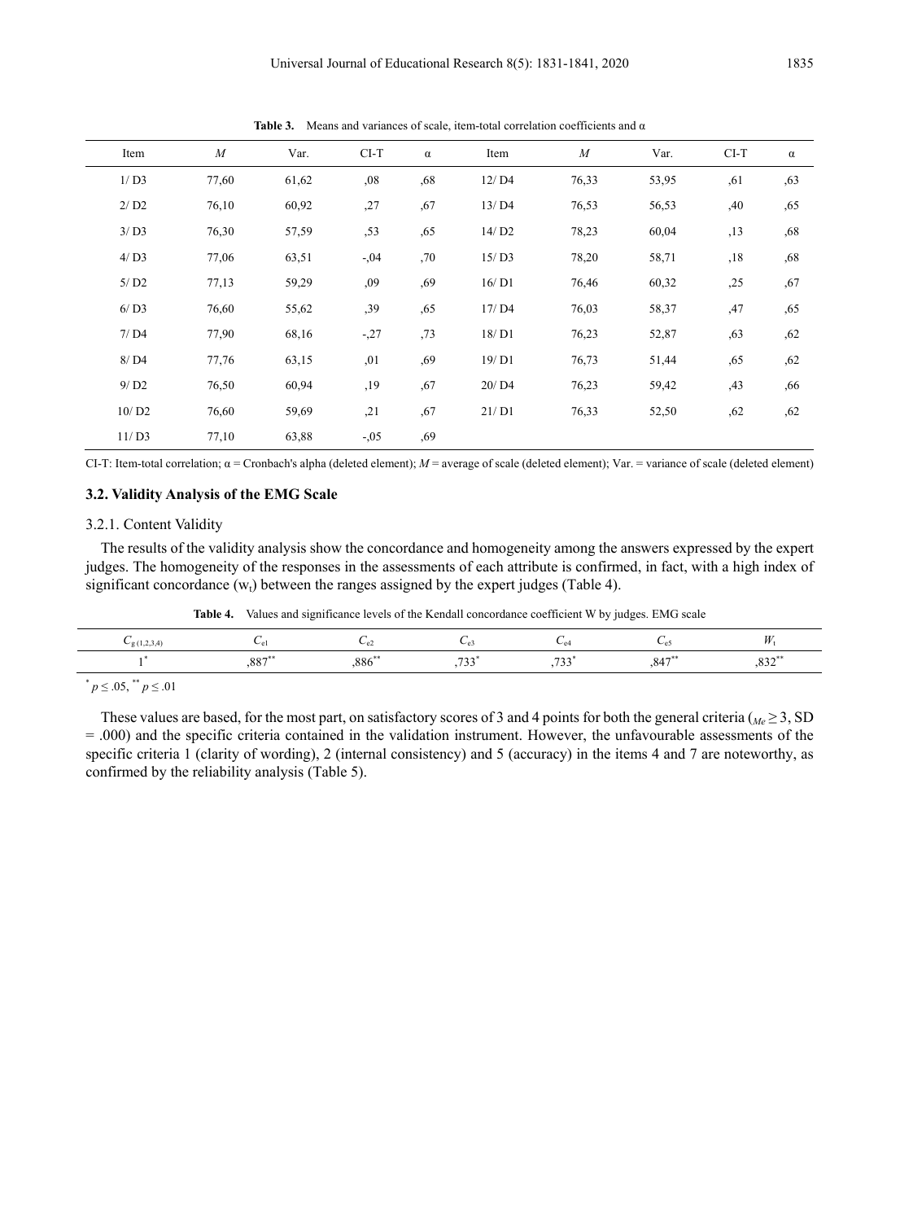**Table 3.** Means and variances of scale, item-total correlation coefficients and α

| Item | $M$ | Var. | CI-T | α | Item | $M$ | Var. | CI-T | α |
|---|---|---|---|---|---|---|---|---|---|
| 1/ D3 | 77,60 | 61,62 | ,08 | ,68 | 12/ D4 | 76,33 | 53,95 | ,61 | ,63 |
| 2/ D2 | 76,10 | 60,92 | ,27 | ,67 | 13/ D4 | 76,53 | 56,53 | ,40 | ,65 |
| 3/ D3 | 76,30 | 57,59 | ,53 | ,65 | 14/ D2 | 78,23 | 60,04 | ,13 | ,68 |
| 4/ D3 | 77,06 | 63,51 | -,04 | ,70 | 15/ D3 | 78,20 | 58,71 | ,18 | ,68 |
| 5/ D2 | 77,13 | 59,29 | ,09 | ,69 | 16/ D1 | 76,46 | 60,32 | ,25 | ,67 |
| 6/ D3 | 76,60 | 55,62 | ,39 | ,65 | 17/ D4 | 76,03 | 58,37 | ,47 | ,65 |
| 7/ D4 | 77,90 | 68,16 | -,27 | ,73 | 18/ D1 | 76,23 | 52,87 | ,63 | ,62 |
| 8/ D4 | 77,76 | 63,15 | ,01 | ,69 | 19/ D1 | 76,73 | 51,44 | ,65 | ,62 |
| 9/ D2 | 76,50 | 60,94 | ,19 | ,67 | 20/ D4 | 76,23 | 59,42 | ,43 | ,66 |
| 10/ D2 | 76,60 | 59,69 | ,21 | ,67 | 21/ D1 | 76,33 | 52,50 | ,62 | ,62 |
| 11/ D3 | 77,10 | 63,88 | -,05 | ,69 | | | | | |

CI-T: Item-total correlation; α = Cronbach's alpha (deleted element); $M$ = average of scale (deleted element); Var. = variance of scale (deleted element)

### 3.2. Validity Analysis of the EMG Scale

#### 3.2.1. Content Validity

The results of the validity analysis show the concordance and homogeneity among the answers expressed by the expert judges. The homogeneity of the responses in the assessments of each attribute is confirmed, in fact, with a high index of significant concordance ($w_t$) between the ranges assigned by the expert judges (Table 4).

**Table 4.** Values and significance levels of the Kendall concordance coefficient W by judges. EMG scale

| $C_{g\,(1,2,3,4)}$ | $C_{e1}$ | $C_{e2}$ | $C_{e3}$ | $C_{e4}$ | $C_{e5}$ | $W_t$ |
|---|---|---|---|---|---|---|
| $1^{*}$ | $,887^{**}$ | $,886^{**}$ | $,733^{*}$ | $,733^{*}$ | $,847^{**}$ | $,832^{**}$ |

$^{*}p \leq .05$, $^{**}p \leq .01$

These values are based, for the most part, on satisfactory scores of 3 and 4 points for both the general criteria ($_{Me} \geq 3$, SD = .000) and the specific criteria contained in the validation instrument. However, the unfavourable assessments of the specific criteria 1 (clarity of wording), 2 (internal consistency) and 5 (accuracy) in the items 4 and 7 are noteworthy, as confirmed by the reliability analysis (Table 5).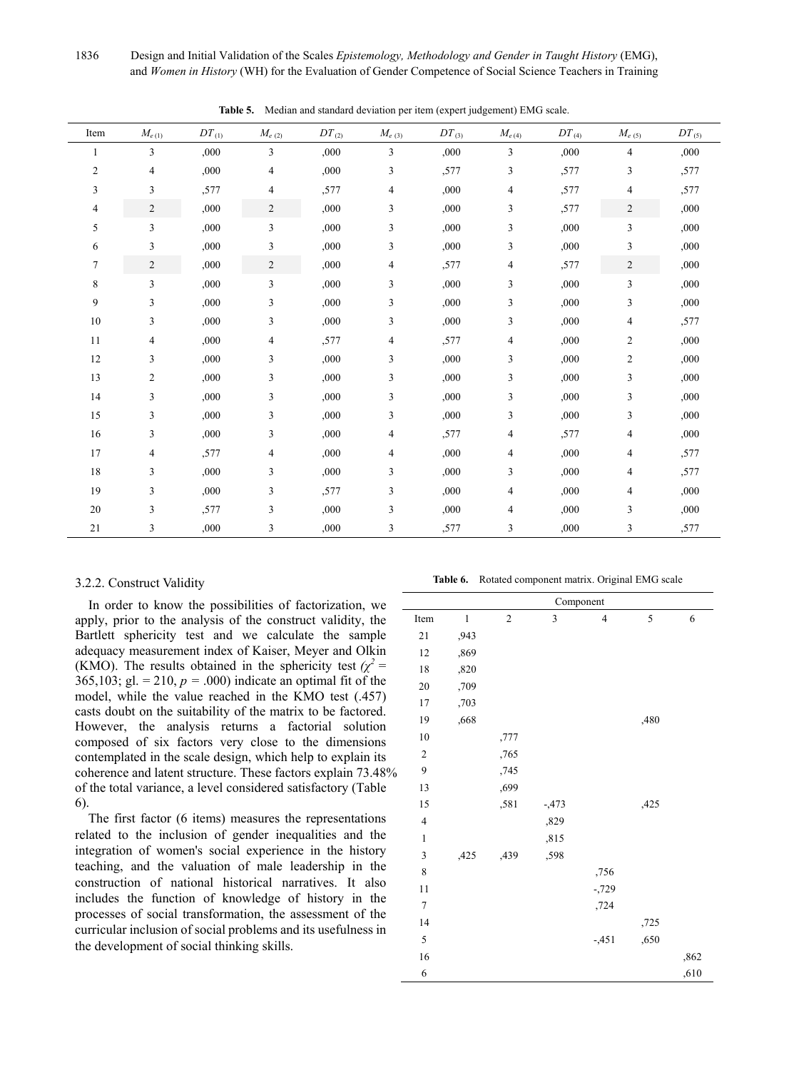**Table 5.** Median and standard deviation per item (expert judgement) EMG scale.

| Item | $M_{e\,(1)}$ | $DT_{(1)}$ | $M_{e\,(2)}$ | $DT_{(2)}$ | $M_{e\,(3)}$ | $DT_{(3)}$ | $M_{e\,(4)}$ | $DT_{(4)}$ | $M_{e\,(5)}$ | $DT_{(5)}$ |
|---|---|---|---|---|---|---|---|---|---|---|
| 1 | 3 | ,000 | 3 | ,000 | 3 | ,000 | 3 | ,000 | 4 | ,000 |
| 2 | 4 | ,000 | 4 | ,000 | 3 | ,577 | 3 | ,577 | 3 | ,577 |
| 3 | 3 | ,577 | 4 | ,577 | 4 | ,000 | 4 | ,577 | 4 | ,577 |
| 4 | 2 | ,000 | 2 | ,000 | 3 | ,000 | 3 | ,577 | 2 | ,000 |
| 5 | 3 | ,000 | 3 | ,000 | 3 | ,000 | 3 | ,000 | 3 | ,000 |
| 6 | 3 | ,000 | 3 | ,000 | 3 | ,000 | 3 | ,000 | 3 | ,000 |
| 7 | 2 | ,000 | 2 | ,000 | 4 | ,577 | 4 | ,577 | 2 | ,000 |
| 8 | 3 | ,000 | 3 | ,000 | 3 | ,000 | 3 | ,000 | 3 | ,000 |
| 9 | 3 | ,000 | 3 | ,000 | 3 | ,000 | 3 | ,000 | 3 | ,000 |
| 10 | 3 | ,000 | 3 | ,000 | 3 | ,000 | 3 | ,000 | 4 | ,577 |
| 11 | 4 | ,000 | 4 | ,577 | 4 | ,577 | 4 | ,000 | 2 | ,000 |
| 12 | 3 | ,000 | 3 | ,000 | 3 | ,000 | 3 | ,000 | 2 | ,000 |
| 13 | 2 | ,000 | 3 | ,000 | 3 | ,000 | 3 | ,000 | 3 | ,000 |
| 14 | 3 | ,000 | 3 | ,000 | 3 | ,000 | 3 | ,000 | 3 | ,000 |
| 15 | 3 | ,000 | 3 | ,000 | 3 | ,000 | 3 | ,000 | 3 | ,000 |
| 16 | 3 | ,000 | 3 | ,000 | 4 | ,577 | 4 | ,577 | 4 | ,000 |
| 17 | 4 | ,577 | 4 | ,000 | 4 | ,000 | 4 | ,000 | 4 | ,577 |
| 18 | 3 | ,000 | 3 | ,000 | 3 | ,000 | 3 | ,000 | 4 | ,577 |
| 19 | 3 | ,000 | 3 | ,577 | 3 | ,000 | 4 | ,000 | 4 | ,000 |
| 20 | 3 | ,577 | 3 | ,000 | 3 | ,000 | 4 | ,000 | 3 | ,000 |
| 21 | 3 | ,000 | 3 | ,000 | 3 | ,577 | 3 | ,000 | 3 | ,577 |

### 3.2.2. Construct Validity

In order to know the possibilities of factorization, we apply, prior to the analysis of the construct validity, the Bartlett sphericity test and we calculate the sample adequacy measurement index of Kaiser, Meyer and Olkin (KMO). The results obtained in the sphericity test ($\chi^2$ = 365,103; gl. = 210, $p$ = .000) indicate an optimal fit of the model, while the value reached in the KMO test (.457) casts doubt on the suitability of the matrix to be factored. However, the analysis returns a factorial solution composed of six factors very close to the dimensions contemplated in the scale design, which help to explain its coherence and latent structure. These factors explain 73.48% of the total variance, a level considered satisfactory (Table 6).

The first factor (6 items) measures the representations related to the inclusion of gender inequalities and the integration of women's social experience in the history teaching, and the valuation of male leadership in the construction of national historical narratives. It also includes the function of knowledge of history in the processes of social transformation, the assessment of the curricular inclusion of social problems and its usefulness in the development of social thinking skills.

**Table 6.** Rotated component matrix. Original EMG scale

| | Component | | | | | |
|---|---|---|---|---|---|---|
| Item | 1 | 2 | 3 | 4 | 5 | 6 |
| 21 | ,943 | | | | | |
| 12 | ,869 | | | | | |
| 18 | ,820 | | | | | |
| 20 | ,709 | | | | | |
| 17 | ,703 | | | | | |
| 19 | ,668 | | | | ,480 | |
| 10 | | ,777 | | | | |
| 2 | | ,765 | | | | |
| 9 | | ,745 | | | | |
| 13 | | ,699 | | | | |
| 15 | | ,581 | -,473 | | ,425 | |
| 4 | | | ,829 | | | |
| 1 | | | ,815 | | | |
| 3 | ,425 | ,439 | ,598 | | | |
| 8 | | | | ,756 | | |
| 11 | | | | -,729 | | |
| 7 | | | | ,724 | | |
| 14 | | | | | ,725 | |
| 5 | | | | -,451 | ,650 | |
| 16 | | | | | | ,862 |
| 6 | | | | | | ,610 |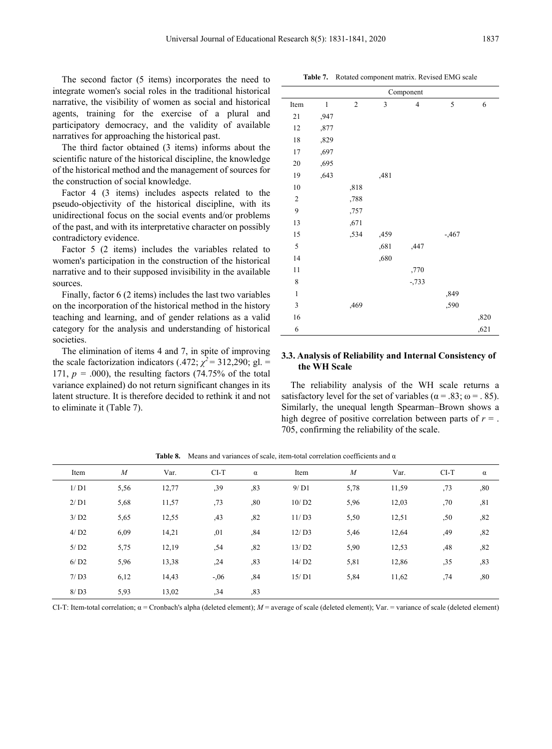The second factor (5 items) incorporates the need to integrate women's social roles in the traditional historical narrative, the visibility of women as social and historical agents, training for the exercise of a plural and participatory democracy, and the validity of available narratives for approaching the historical past.

The third factor obtained (3 items) informs about the scientific nature of the historical discipline, the knowledge of the historical method and the management of sources for the construction of social knowledge.

Factor 4 (3 items) includes aspects related to the pseudo-objectivity of the historical discipline, with its unidirectional focus on the social events and/or problems of the past, and with its interpretative character on possibly contradictory evidence.

Factor 5 (2 items) includes the variables related to women's participation in the construction of the historical narrative and to their supposed invisibility in the available sources.

Finally, factor 6 (2 items) includes the last two variables on the incorporation of the historical method in the history teaching and learning, and of gender relations as a valid category for the analysis and understanding of historical societies.

The elimination of items 4 and 7, in spite of improving the scale factorization indicators (.472; $\chi^2 = 312{,}290$; gl. = 171, $p$ = .000), the resulting factors (74.75% of the total variance explained) do not return significant changes in its latent structure. It is therefore decided to rethink it and not to eliminate it (Table 7).

**Table 7.** Rotated component matrix. Revised EMG scale

| | Component | | | | | |
|---|---|---|---|---|---|---|
| Item | 1 | 2 | 3 | 4 | 5 | 6 |
| 21 | ,947 | | | | | |
| 12 | ,877 | | | | | |
| 18 | ,829 | | | | | |
| 17 | ,697 | | | | | |
| 20 | ,695 | | | | | |
| 19 | ,643 | | ,481 | | | |
| 10 | | ,818 | | | | |
| 2 | | ,788 | | | | |
| 9 | | ,757 | | | | |
| 13 | | ,671 | | | | |
| 15 | | ,534 | ,459 | | -,467 | |
| 5 | | | ,681 | ,447 | | |
| 14 | | | ,680 | | | |
| 11 | | | | ,770 | | |
| 8 | | | | -,733 | | |
| 1 | | | | | ,849 | |
| 3 | | ,469 | | | ,590 | |
| 16 | | | | | | ,820 |
| 6 | | | | | | ,621 |

### 3.3. Analysis of Reliability and Internal Consistency of the WH Scale

The reliability analysis of the WH scale returns a satisfactory level for the set of variables ($\alpha = .83$; $\omega = .85$). Similarly, the unequal length Spearman–Brown shows a high degree of positive correlation between parts of $r$ = .705, confirming the reliability of the scale.

**Table 8.** Means and variances of scale, item-total correlation coefficients and α

| Item | *M* | Var. | CI-T | α | Item | *M* | Var. | CI-T | α |
|---|---|---|---|---|---|---|---|---|---|
| 1/ D1 | 5,56 | 12,77 | ,39 | ,83 | 9/ D1 | 5,78 | 11,59 | ,73 | ,80 |
| 2/ D1 | 5,68 | 11,57 | ,73 | ,80 | 10/ D2 | 5,96 | 12,03 | ,70 | ,81 |
| 3/ D2 | 5,65 | 12,55 | ,43 | ,82 | 11/ D3 | 5,50 | 12,51 | ,50 | ,82 |
| 4/ D2 | 6,09 | 14,21 | ,01 | ,84 | 12/ D3 | 5,46 | 12,64 | ,49 | ,82 |
| 5/ D2 | 5,75 | 12,19 | ,54 | ,82 | 13/ D2 | 5,90 | 12,53 | ,48 | ,82 |
| 6/ D2 | 5,96 | 13,38 | ,24 | ,83 | 14/ D2 | 5,81 | 12,86 | ,35 | ,83 |
| 7/ D3 | 6,12 | 14,43 | -,06 | ,84 | 15/ D1 | 5,84 | 11,62 | ,74 | ,80 |
| 8/ D3 | 5,93 | 13,02 | ,34 | ,83 | | | | | |

CI-T: Item-total correlation; α = Cronbach's alpha (deleted element); *M* = average of scale (deleted element); Var. = variance of scale (deleted element)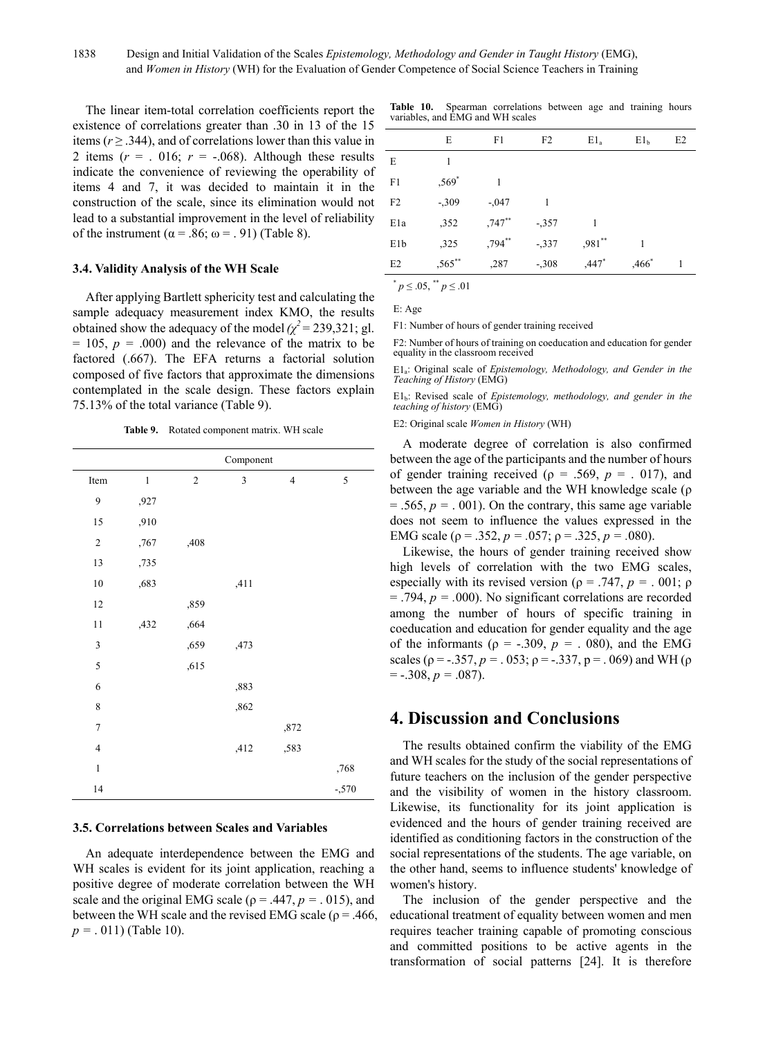The linear item-total correlation coefficients report the existence of correlations greater than .30 in 13 of the 15 items ($r \geq .344$), and of correlations lower than this value in 2 items ($r$ = . 016; $r$ = -.068). Although these results indicate the convenience of reviewing the operability of items 4 and 7, it was decided to maintain it in the construction of the scale, since its elimination would not lead to a substantial improvement in the level of reliability of the instrument (α = .86; ω = . 91) (Table 8).

### 3.4. Validity Analysis of the WH Scale

After applying Bartlett sphericity test and calculating the sample adequacy measurement index KMO, the results obtained show the adequacy of the model ($\chi^2$ = 239,321; gl. = 105, $p$ = .000) and the relevance of the matrix to be factored (.667). The EFA returns a factorial solution composed of five factors that approximate the dimensions contemplated in the scale design. These factors explain 75.13% of the total variance (Table 9).

**Table 9.** Rotated component matrix. WH scale

| | Component | | | | |
|---|---|---|---|---|---|
| Item | 1 | 2 | 3 | 4 | 5 |
| 9 | ,927 | | | | |
| 15 | ,910 | | | | |
| 2 | ,767 | ,408 | | | |
| 13 | ,735 | | | | |
| 10 | ,683 | | ,411 | | |
| 12 | | ,859 | | | |
| 11 | ,432 | ,664 | | | |
| 3 | | ,659 | ,473 | | |
| 5 | | ,615 | | | |
| 6 | | | ,883 | | |
| 8 | | | ,862 | | |
| 7 | | | | ,872 | |
| 4 | | | ,412 | ,583 | |
| 1 | | | | | ,768 |
| 14 | | | | | -,570 |

### 3.5. Correlations between Scales and Variables

An adequate interdependence between the EMG and WH scales is evident for its joint application, reaching a positive degree of moderate correlation between the WH scale and the original EMG scale (ρ = .447, $p$ = . 015), and between the WH scale and the revised EMG scale (ρ = .466, $p$ = . 011) (Table 10).

**Table 10.** Spearman correlations between age and training hours variables, and EMG and WH scales

| | E | F1 | F2 | $E1_a$ | $E1_b$ | E2 |
|---|---|---|---|---|---|---|
| E | 1 | | | | | |
| F1 | ,569* | 1 | | | | |
| F2 | -,309 | -,047 | 1 | | | |
| E1a | ,352 | ,747** | -,357 | 1 | | |
| E1b | ,325 | ,794** | -,337 | ,981** | 1 | |
| E2 | ,565** | ,287 | -,308 | ,447* | ,466* | 1 |

* $p \leq .05$, ** $p \leq .01$

E: Age

F1: Number of hours of gender training received

F2: Number of hours of training on coeducation and education for gender equality in the classroom received

$E1_a$: Original scale of *Epistemology, Methodology, and Gender in the Teaching of History* (EMG)

$E1_b$: Revised scale of *Epistemology, methodology, and gender in the teaching of history* (EMG)

E2: Original scale *Women in History* (WH)

A moderate degree of correlation is also confirmed between the age of the participants and the number of hours of gender training received (ρ = .569, $p$ = . 017), and between the age variable and the WH knowledge scale (ρ = .565, $p$ = . 001). On the contrary, this same age variable does not seem to influence the values expressed in the EMG scale (ρ = .352, $p$ = .057; ρ = .325, $p$ = .080).

Likewise, the hours of gender training received show high levels of correlation with the two EMG scales, especially with its revised version (ρ = .747, $p$ = . 001; ρ = .794, $p$ = .000). No significant correlations are recorded among the number of hours of specific training in coeducation and education for gender equality and the age of the informants (ρ = -.309, $p$ = . 080), and the EMG scales (ρ = -.357, $p$ = . 053; ρ = -.337, p = . 069) and WH (ρ = -.308, $p$ = .087).

## 4. Discussion and Conclusions

The results obtained confirm the viability of the EMG and WH scales for the study of the social representations of future teachers on the inclusion of the gender perspective and the visibility of women in the history classroom. Likewise, its functionality for its joint application is evidenced and the hours of gender training received are identified as conditioning factors in the construction of the social representations of the students. The age variable, on the other hand, seems to influence students' knowledge of women's history.

The inclusion of the gender perspective and the educational treatment of equality between women and men requires teacher training capable of promoting conscious and committed positions to be active agents in the transformation of social patterns [24]. It is therefore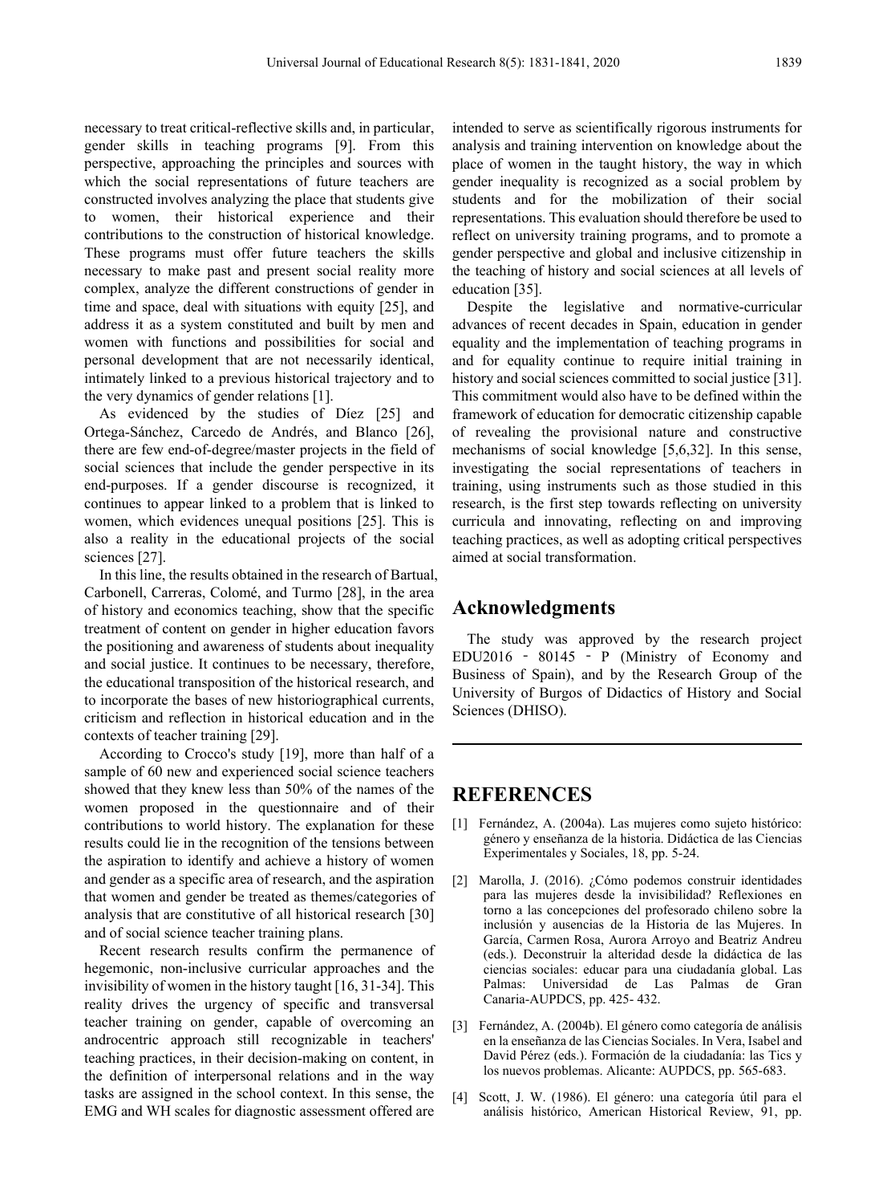necessary to treat critical-reflective skills and, in particular, gender skills in teaching programs [9]. From this perspective, approaching the principles and sources with which the social representations of future teachers are constructed involves analyzing the place that students give to women, their historical experience and their contributions to the construction of historical knowledge. These programs must offer future teachers the skills necessary to make past and present social reality more complex, analyze the different constructions of gender in time and space, deal with situations with equity [25], and address it as a system constituted and built by men and women with functions and possibilities for social and personal development that are not necessarily identical, intimately linked to a previous historical trajectory and to the very dynamics of gender relations [1].

As evidenced by the studies of Díez [25] and Ortega-Sánchez, Carcedo de Andrés, and Blanco [26], there are few end-of-degree/master projects in the field of social sciences that include the gender perspective in its end-purposes. If a gender discourse is recognized, it continues to appear linked to a problem that is linked to women, which evidences unequal positions [25]. This is also a reality in the educational projects of the social sciences [27].

In this line, the results obtained in the research of Bartual, Carbonell, Carreras, Colomé, and Turmo [28], in the area of history and economics teaching, show that the specific treatment of content on gender in higher education favors the positioning and awareness of students about inequality and social justice. It continues to be necessary, therefore, the educational transposition of the historical research, and to incorporate the bases of new historiographical currents, criticism and reflection in historical education and in the contexts of teacher training [29].

According to Crocco's study [19], more than half of a sample of 60 new and experienced social science teachers showed that they knew less than 50% of the names of the women proposed in the questionnaire and of their contributions to world history. The explanation for these results could lie in the recognition of the tensions between the aspiration to identify and achieve a history of women and gender as a specific area of research, and the aspiration that women and gender be treated as themes/categories of analysis that are constitutive of all historical research [30] and of social science teacher training plans.

Recent research results confirm the permanence of hegemonic, non-inclusive curricular approaches and the invisibility of women in the history taught [16, 31-34]. This reality drives the urgency of specific and transversal teacher training on gender, capable of overcoming an androcentric approach still recognizable in teachers' teaching practices, in their decision-making on content, in the definition of interpersonal relations and in the way tasks are assigned in the school context. In this sense, the EMG and WH scales for diagnostic assessment offered are intended to serve as scientifically rigorous instruments for analysis and training intervention on knowledge about the place of women in the taught history, the way in which gender inequality is recognized as a social problem by students and for the mobilization of their social representations. This evaluation should therefore be used to reflect on university training programs, and to promote a gender perspective and global and inclusive citizenship in the teaching of history and social sciences at all levels of education [35].

Despite the legislative and normative-curricular advances of recent decades in Spain, education in gender equality and the implementation of teaching programs in and for equality continue to require initial training in history and social sciences committed to social justice [31]. This commitment would also have to be defined within the framework of education for democratic citizenship capable of revealing the provisional nature and constructive mechanisms of social knowledge [5,6,32]. In this sense, investigating the social representations of teachers in training, using instruments such as those studied in this research, is the first step towards reflecting on university curricula and innovating, reflecting on and improving teaching practices, as well as adopting critical perspectives aimed at social transformation.

## Acknowledgments

The study was approved by the research project EDU2016 - 80145 - P (Ministry of Economy and Business of Spain), and by the Research Group of the University of Burgos of Didactics of History and Social Sciences (DHISO).

## REFERENCES

[1] Fernández, A. (2004a). Las mujeres como sujeto histórico: género y enseñanza de la historia. Didáctica de las Ciencias Experimentales y Sociales, 18, pp. 5-24.

[2] Marolla, J. (2016). ¿Cómo podemos construir identidades para las mujeres desde la invisibilidad? Reflexiones en torno a las concepciones del profesorado chileno sobre la inclusión y ausencias de la Historia de las Mujeres. In García, Carmen Rosa, Aurora Arroyo and Beatriz Andreu (eds.). Deconstruir la alteridad desde la didáctica de las ciencias sociales: educar para una ciudadanía global. Las Palmas: Universidad de Las Palmas de Gran Canaria-AUPDCS, pp. 425- 432.

[3] Fernández, A. (2004b). El género como categoría de análisis en la enseñanza de las Ciencias Sociales. In Vera, Isabel and David Pérez (eds.). Formación de la ciudadanía: las Tics y los nuevos problemas. Alicante: AUPDCS, pp. 565-683.

[4] Scott, J. W. (1986). El género: una categoría útil para el análisis histórico, American Historical Review, 91, pp.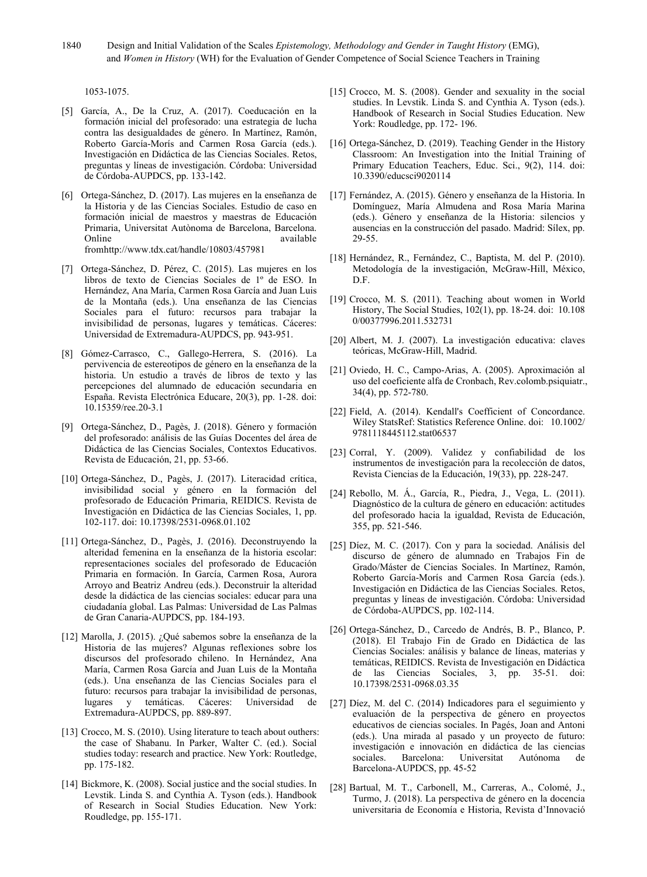1053-1075.

[5] García, A., De la Cruz, A. (2017). Coeducación en la formación inicial del profesorado: una estrategia de lucha contra las desigualdades de género. In Martínez, Ramón, Roberto García-Morís and Carmen Rosa García (eds.). Investigación en Didáctica de las Ciencias Sociales. Retos, preguntas y líneas de investigación. Córdoba: Universidad de Córdoba-AUPDCS, pp. 133-142.

[6] Ortega-Sánchez, D. (2017). Las mujeres en la enseñanza de la Historia y de las Ciencias Sociales. Estudio de caso en formación inicial de maestros y maestras de Educación Primaria, Universitat Autònoma de Barcelona, Barcelona. Online available fromhttp://www.tdx.cat/handle/10803/457981

[7] Ortega-Sánchez, D. Pérez, C. (2015). Las mujeres en los libros de texto de Ciencias Sociales de 1º de ESO. In Hernández, Ana María, Carmen Rosa García and Juan Luis de la Montaña (eds.). Una enseñanza de las Ciencias Sociales para el futuro: recursos para trabajar la invisibilidad de personas, lugares y temáticas. Cáceres: Universidad de Extremadura-AUPDCS, pp. 943-951.

[8] Gómez-Carrasco, C., Gallego-Herrera, S. (2016). La pervivencia de estereotipos de género en la enseñanza de la historia. Un estudio a través de libros de texto y las percepciones del alumnado de educación secundaria en España. Revista Electrónica Educare, 20(3), pp. 1-28. doi: 10.15359/ree.20-3.1

[9] Ortega-Sánchez, D., Pagès, J. (2018). Género y formación del profesorado: análisis de las Guías Docentes del área de Didáctica de las Ciencias Sociales, Contextos Educativos. Revista de Educación, 21, pp. 53-66.

[10] Ortega-Sánchez, D., Pagès, J. (2017). Literacidad crítica, invisibilidad social y género en la formación del profesorado de Educación Primaria, REIDICS. Revista de Investigación en Didáctica de las Ciencias Sociales, 1, pp. 102-117. doi: 10.17398/2531-0968.01.102

[11] Ortega-Sánchez, D., Pagès, J. (2016). Deconstruyendo la alteridad femenina en la enseñanza de la historia escolar: representaciones sociales del profesorado de Educación Primaria en formación. In García, Carmen Rosa, Aurora Arroyo and Beatriz Andreu (eds.). Deconstruir la alteridad desde la didáctica de las ciencias sociales: educar para una ciudadanía global. Las Palmas: Universidad de Las Palmas de Gran Canaria-AUPDCS, pp. 184-193.

[12] Marolla, J. (2015). ¿Qué sabemos sobre la enseñanza de la Historia de las mujeres? Algunas reflexiones sobre los discursos del profesorado chileno. In Hernández, Ana María, Carmen Rosa García and Juan Luis de la Montaña (eds.). Una enseñanza de las Ciencias Sociales para el futuro: recursos para trabajar la invisibilidad de personas, lugares y temáticas. Cáceres: Universidad de Extremadura-AUPDCS, pp. 889-897.

[13] Crocco, M. S. (2010). Using literature to teach about outhers: the case of Shabanu. In Parker, Walter C. (ed.). Social studies today: research and practice. New York: Routlegde, pp. 175-182.

[14] Bickmore, K. (2008). Social justice and the social studies. In Levstik. Linda S. and Cynthia A. Tyson (eds.). Handbook of Research in Social Studies Education. New York: Roudledge, pp. 155-171.

[15] Crocco, M. S. (2008). Gender and sexuality in the social studies. In Levstik. Linda S. and Cynthia A. Tyson (eds.). Handbook of Research in Social Studies Education. New York: Roudledge, pp. 172- 196.

[16] Ortega-Sánchez, D. (2019). Teaching Gender in the History Classroom: An Investigation into the Initial Training of Primary Education Teachers, Educ. Sci., 9(2), 114. doi: 10.3390/educsci9020114

[17] Fernández, A. (2015). Género y enseñanza de la Historia. In Domínguez, María Almudena and Rosa María Marina (eds.). Género y enseñanza de la Historia: silencios y ausencias en la construcción del pasado. Madrid: Sílex, pp. 29-55.

[18] Hernández, R., Fernández, C., Baptista, M. del P. (2010). Metodología de la investigación, McGraw-Hill, México, D.F.

[19] Crocco, M. S. (2011). Teaching about women in World History, The Social Studies, 102(1), pp. 18-24. doi: 10.108 0/00377996.2011.532731

[20] Albert, M. J. (2007). La investigación educativa: claves teóricas, McGraw-Hill, Madrid.

[21] Oviedo, H. C., Campo-Arias, A. (2005). Aproximación al uso del coeficiente alfa de Cronbach, Rev.colomb.psiquiatr., 34(4), pp. 572-780.

[22] Field, A. (2014). Kendall's Coefficient of Concordance. Wiley StatsRef: Statistics Reference Online. doi: 10.1002/ 9781118445112.stat06537

[23] Corral, Y. (2009). Validez y confiabilidad de los instrumentos de investigación para la recolección de datos, Revista Ciencias de la Educación, 19(33), pp. 228-247.

[24] Rebollo, M. Á., García, R., Piedra, J., Vega, L. (2011). Diagnóstico de la cultura de género en educación: actitudes del profesorado hacia la igualdad, Revista de Educación, 355, pp. 521-546.

[25] Díez, M. C. (2017). Con y para la sociedad. Análisis del discurso de género de alumnado en Trabajos Fin de Grado/Máster de Ciencias Sociales. In Martínez, Ramón, Roberto García-Morís and Carmen Rosa García (eds.). Investigación en Didáctica de las Ciencias Sociales. Retos, preguntas y líneas de investigación. Córdoba: Universidad de Córdoba-AUPDCS, pp. 102-114.

[26] Ortega-Sánchez, D., Carcedo de Andrés, B. P., Blanco, P. (2018). El Trabajo Fin de Grado en Didáctica de las Ciencias Sociales: análisis y balance de líneas, materias y temáticas, REIDICS. Revista de Investigación en Didáctica de las Ciencias Sociales, 3, pp. 35-51. doi: 10.17398/2531-0968.03.35

[27] Díez, M. del C. (2014) Indicadores para el seguimiento y evaluación de la perspectiva de género en proyectos educativos de ciencias sociales. In Pagés, Joan and Antoni (eds.). Una mirada al pasado y un proyecto de futuro: investigación e innovación en didáctica de las ciencias sociales. Barcelona: Universitat Autónoma de Barcelona-AUPDCS, pp. 45-52

[28] Bartual, M. T., Carbonell, M., Carreras, A., Colomé, J., Turmo, J. (2018). La perspectiva de género en la docencia universitaria de Economía e Historia, Revista d'Innovació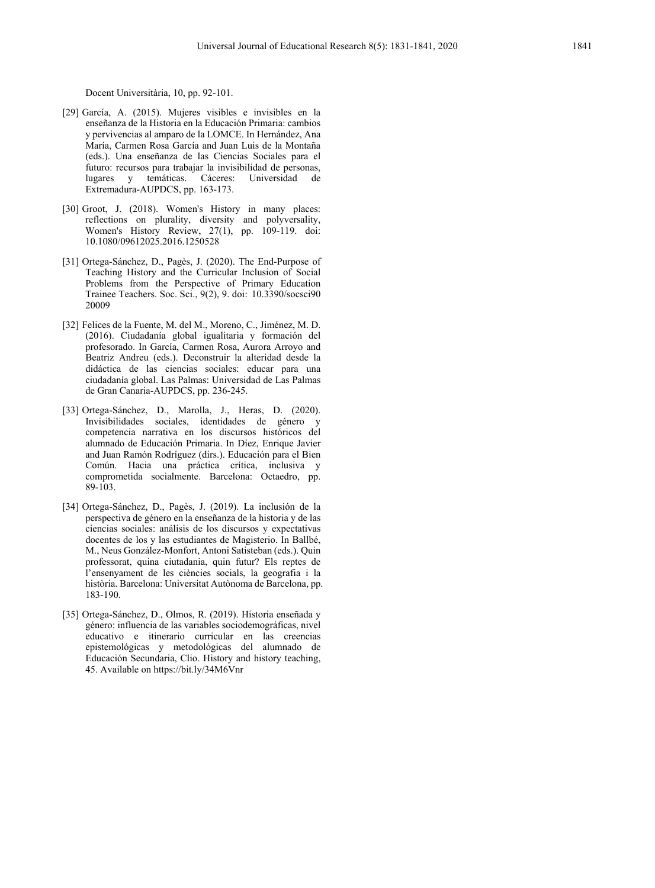Docent Universitària, 10, pp. 92-101.

[29] García, A. (2015). Mujeres visibles e invisibles en la enseñanza de la Historia en la Educación Primaria: cambios y pervivencias al amparo de la LOMCE. In Hernández, Ana María, Carmen Rosa García and Juan Luis de la Montaña (eds.). Una enseñanza de las Ciencias Sociales para el futuro: recursos para trabajar la invisibilidad de personas, lugares y temáticas. Cáceres: Universidad de Extremadura-AUPDCS, pp. 163-173.

[30] Groot, J. (2018). Women's History in many places: reflections on plurality, diversity and polyversality, Women's History Review, 27(1), pp. 109-119. doi: 10.1080/09612025.2016.1250528

[31] Ortega-Sánchez, D., Pagès, J. (2020). The End-Purpose of Teaching History and the Curricular Inclusion of Social Problems from the Perspective of Primary Education Trainee Teachers. Soc. Sci., 9(2), 9. doi: 10.3390/socsci9020009

[32] Felices de la Fuente, M. del M., Moreno, C., Jiménez, M. D. (2016). Ciudadanía global igualitaria y formación del profesorado. In García, Carmen Rosa, Aurora Arroyo and Beatriz Andreu (eds.). Deconstruir la alteridad desde la didáctica de las ciencias sociales: educar para una ciudadanía global. Las Palmas: Universidad de Las Palmas de Gran Canaria-AUPDCS, pp. 236-245.

[33] Ortega-Sánchez, D., Marolla, J., Heras, D. (2020). Invisibilidades sociales, identidades de género y competencia narrativa en los discursos históricos del alumnado de Educación Primaria. In Díez, Enrique Javier and Juan Ramón Rodríguez (dirs.). Educación para el Bien Común. Hacia una práctica crítica, inclusiva y comprometida socialmente. Barcelona: Octaedro, pp. 89-103.

[34] Ortega-Sánchez, D., Pagès, J. (2019). La inclusión de la perspectiva de género en la enseñanza de la historia y de las ciencias sociales: análisis de los discursos y expectativas docentes de los y las estudiantes de Magisterio. In Ballbé, M., Neus González-Monfort, Antoni Satisteban (eds.). Quin professorat, quina ciutadania, quin futur? Els reptes de l'ensenyament de les ciències socials, la geografia i la història. Barcelona: Universitat Autònoma de Barcelona, pp. 183-190.

[35] Ortega-Sánchez, D., Olmos, R. (2019). Historia enseñada y género: influencia de las variables sociodemográficas, nivel educativo e itinerario curricular en las creencias epistemológicas y metodológicas del alumnado de Educación Secundaria, Clio. History and history teaching, 45. Available on https://bit.ly/34M6Vnr